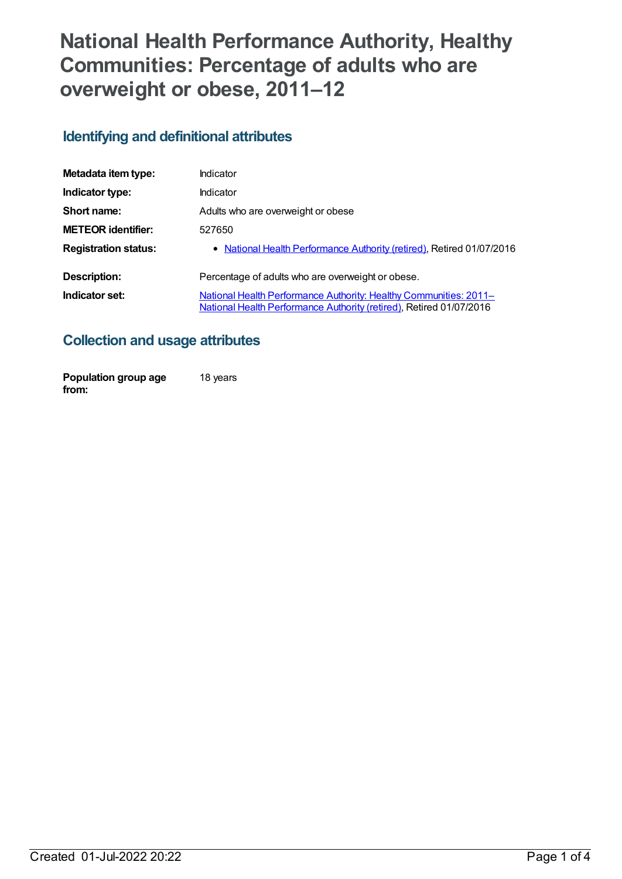# National Health Performance Authority, Healthy Communities: Percentage of adults who are overweight or obese, 2011–12

## Identifying and definitional attributes

| | |
|---|---|
| **Metadata item type:** | Indicator |
| **Indicator type:** | Indicator |
| **Short name:** | Adults who are overweight or obese |
| **METEOR identifier:** | 527650 |
| **Registration status:** | • National Health Performance Authority (retired), Retired 01/07/2016 |
| **Description:** | Percentage of adults who are overweight or obese. |
| **Indicator set:** | National Health Performance Authority: Healthy Communities: 2011– National Health Performance Authority (retired), Retired 01/07/2016 |

## Collection and usage attributes

| | |
|---|---|
| **Population group age from:** | 18 years |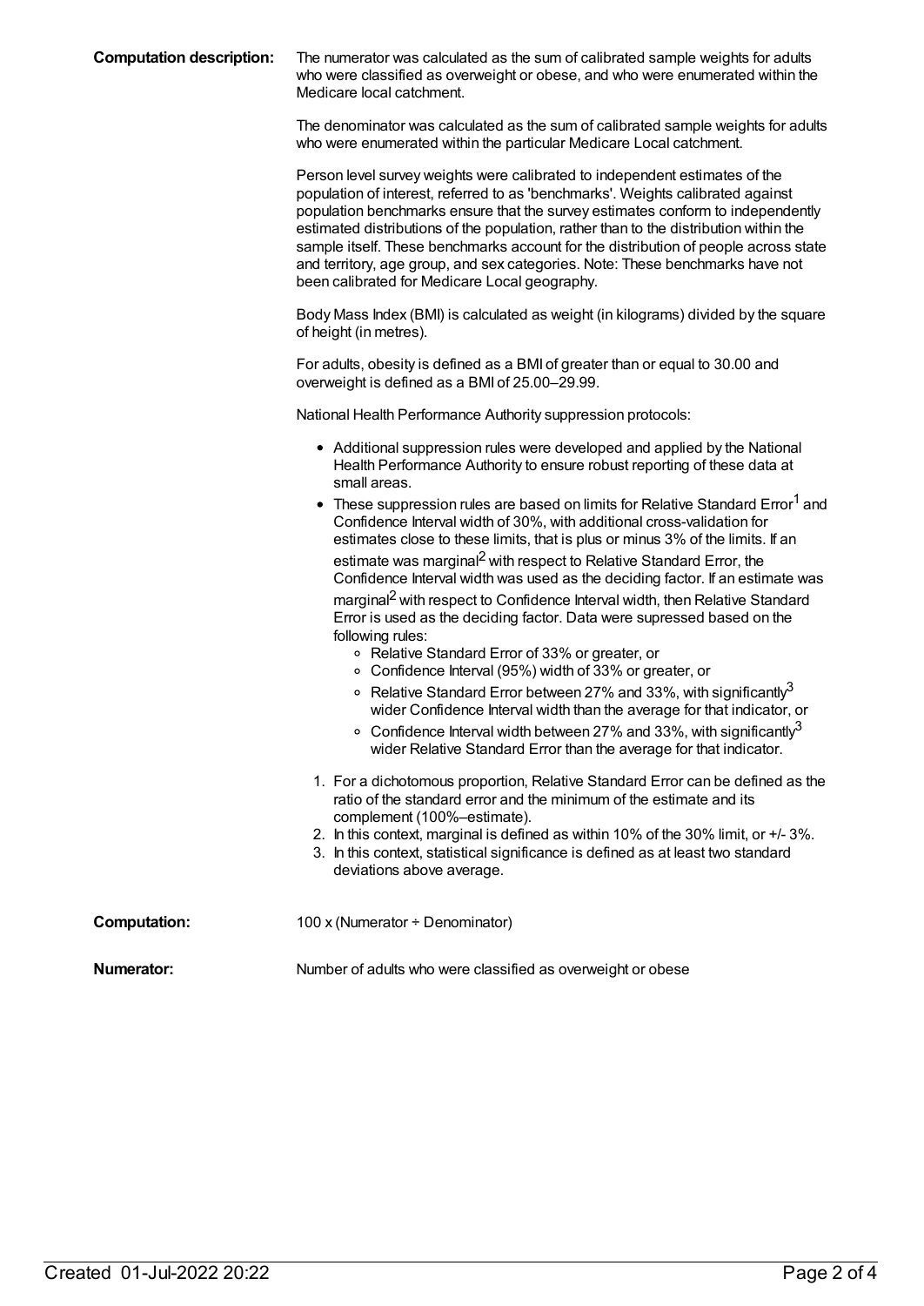**Computation description:** The numerator was calculated as the sum of calibrated sample weights for adults who were classified as overweight or obese, and who were enumerated within the Medicare local catchment.

The denominator was calculated as the sum of calibrated sample weights for adults who were enumerated within the particular Medicare Local catchment.

Person level survey weights were calibrated to independent estimates of the population of interest, referred to as 'benchmarks'. Weights calibrated against population benchmarks ensure that the survey estimates conform to independently estimated distributions of the population, rather than to the distribution within the sample itself. These benchmarks account for the distribution of people across state and territory, age group, and sex categories. Note: These benchmarks have not been calibrated for Medicare Local geography.

Body Mass Index (BMI) is calculated as weight (in kilograms) divided by the square of height (in metres).

For adults, obesity is defined as a BMI of greater than or equal to 30.00 and overweight is defined as a BMI of 25.00–29.99.

National Health Performance Authority suppression protocols:

- Additional suppression rules were developed and applied by the National Health Performance Authority to ensure robust reporting of these data at small areas.
- These suppression rules are based on limits for Relative Standard Error[1] and Confidence Interval width of 30%, with additional cross-validation for estimates close to these limits, that is plus or minus 3% of the limits. If an estimate was marginal[2] with respect to Relative Standard Error, the Confidence Interval width was used as the deciding factor. If an estimate was marginal[2] with respect to Confidence Interval width, then Relative Standard Error is used as the deciding factor. Data were supressed based on the following rules:
  - Relative Standard Error of 33% or greater, or
  - Confidence Interval (95%) width of 33% or greater, or
  - Relative Standard Error between 27% and 33%, with significantly[3] wider Confidence Interval width than the average for that indicator, or
  - Confidence Interval width between 27% and 33%, with significantly[3] wider Relative Standard Error than the average for that indicator.

1. For a dichotomous proportion, Relative Standard Error can be defined as the ratio of the standard error and the minimum of the estimate and its complement (100%–estimate).
2. In this context, marginal is defined as within 10% of the 30% limit, or +/- 3%.
3. In this context, statistical significance is defined as at least two standard deviations above average.

**Computation:** 100 x (Numerator ÷ Denominator)

**Numerator:** Number of adults who were classified as overweight or obese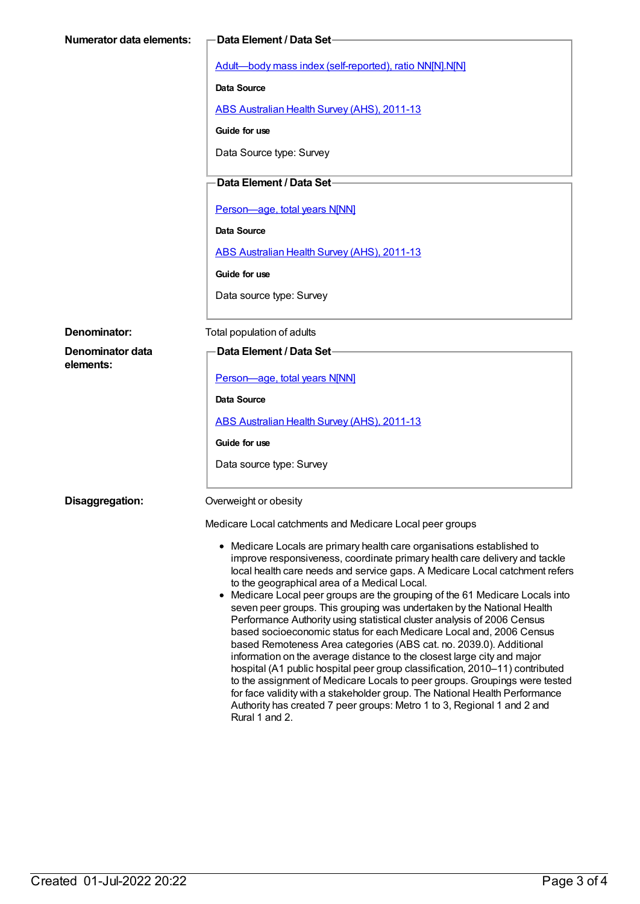**Numerator data elements:**

**Data Element / Data Set**

[Adult—body mass index (self-reported), ratio NN[N].N[N]](#)

**Data Source**

[ABS Australian Health Survey (AHS), 2011-13](#)

**Guide for use**

Data Source type: Survey

**Data Element / Data Set**

[Person—age, total years N[NN]](#)

**Data Source**

[ABS Australian Health Survey (AHS), 2011-13](#)

**Guide for use**

Data source type: Survey

**Denominator:** Total population of adults

**Denominator data elements:**

**Data Element / Data Set**

[Person—age, total years N[NN]](#)

**Data Source**

[ABS Australian Health Survey (AHS), 2011-13](#)

**Guide for use**

Data source type: Survey

**Disaggregation:**

Overweight or obesity

Medicare Local catchments and Medicare Local peer groups

- Medicare Locals are primary health care organisations established to improve responsiveness, coordinate primary health care delivery and tackle local health care needs and service gaps. A Medicare Local catchment refers to the geographical area of a Medical Local.
- Medicare Local peer groups are the grouping of the 61 Medicare Locals into seven peer groups. This grouping was undertaken by the National Health Performance Authority using statistical cluster analysis of 2006 Census based socioeconomic status for each Medicare Local and, 2006 Census based Remoteness Area categories (ABS cat. no. 2039.0). Additional information on the average distance to the closest large city and major hospital (A1 public hospital peer group classification, 2010–11) contributed to the assignment of Medicare Locals to peer groups. Groupings were tested for face validity with a stakeholder group. The National Health Performance Authority has created 7 peer groups: Metro 1 to 3, Regional 1 and 2 and Rural 1 and 2.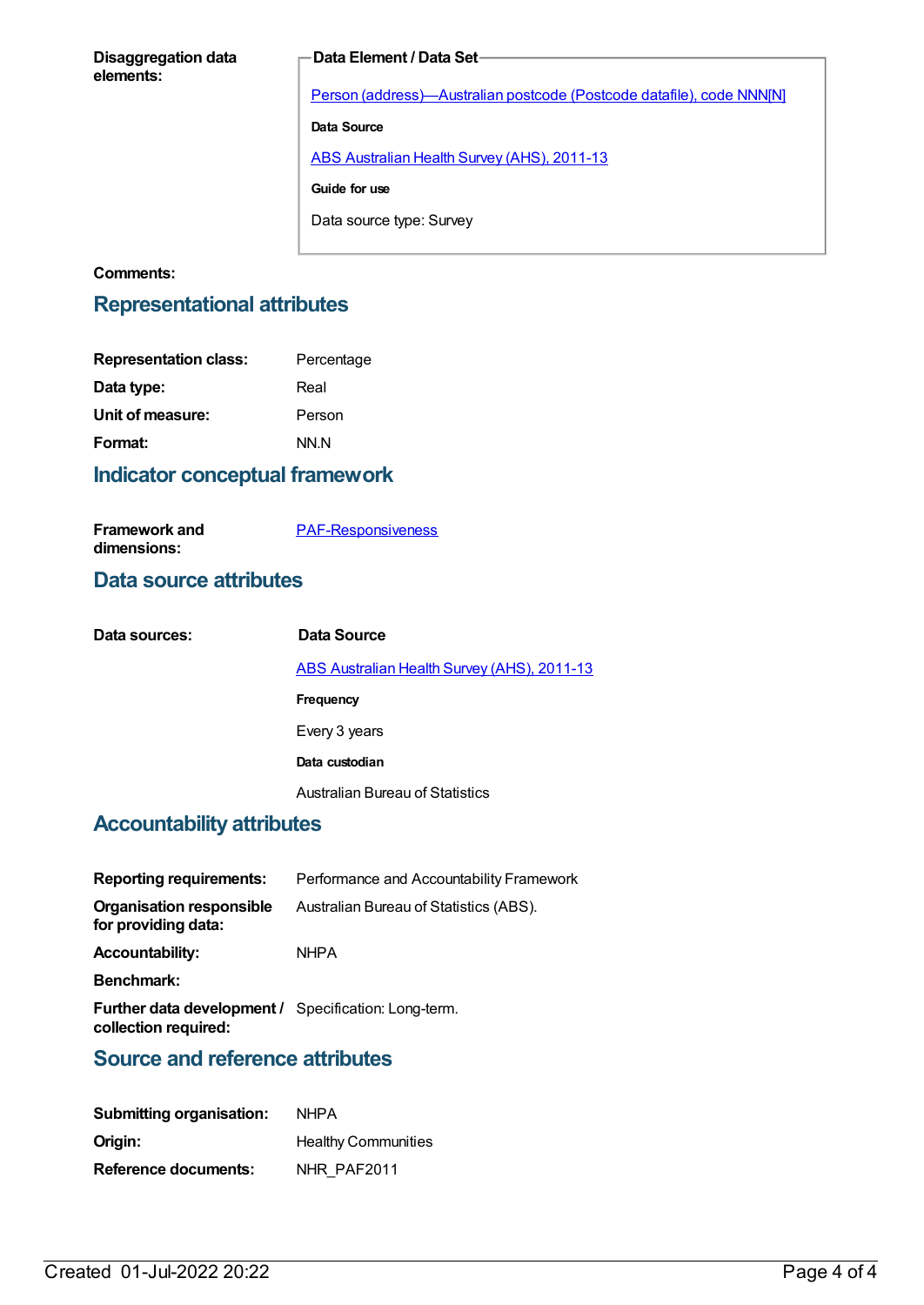**Disaggregation data elements:**

**Data Element / Data Set**

Person (address)—Australian postcode (Postcode datafile), code NNN[N]

**Data Source**

ABS Australian Health Survey (AHS), 2011-13

**Guide for use**

Data source type: Survey

**Comments:**

## Representational attributes

| | |
|---|---|
| **Representation class:** | Percentage |
| **Data type:** | Real |
| **Unit of measure:** | Person |
| **Format:** | NN.N |

## Indicator conceptual framework

**Framework and dimensions:** PAF-Responsiveness

## Data source attributes

**Data sources:**

**Data Source**

ABS Australian Health Survey (AHS), 2011-13

**Frequency**

Every 3 years

**Data custodian**

Australian Bureau of Statistics

## Accountability attributes

| | |
|---|---|
| **Reporting requirements:** | Performance and Accountability Framework |
| **Organisation responsible for providing data:** | Australian Bureau of Statistics (ABS). |
| **Accountability:** | NHPA |
| **Benchmark:** | |
| **Further data development / collection required:** | Specification: Long-term. |

## Source and reference attributes

| | |
|---|---|
| **Submitting organisation:** | NHPA |
| **Origin:** | Healthy Communities |
| **Reference documents:** | NHR_PAF2011 |